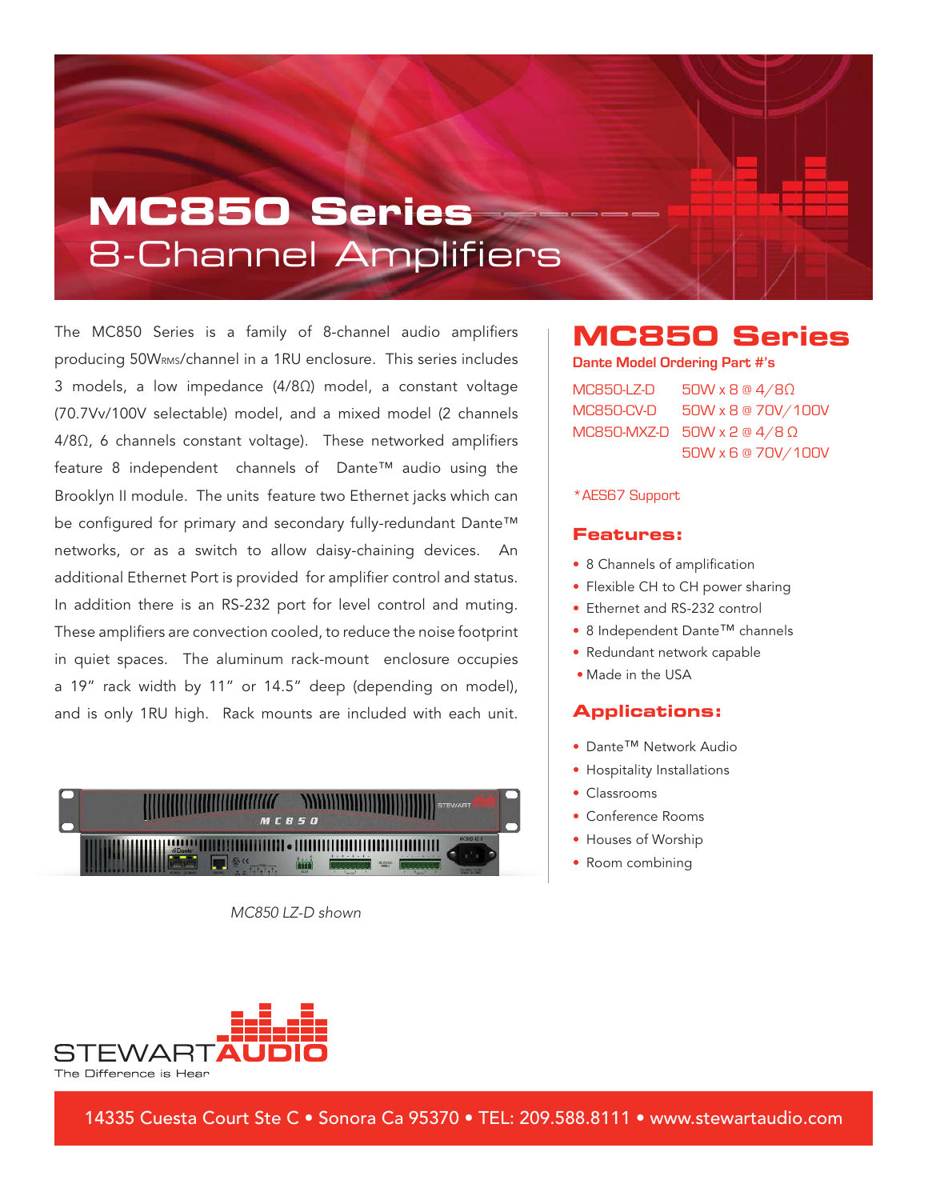# MC850 Series
## 8-Channel Amplifiers

The MC850 Series is a family of 8-channel audio amplifiers producing 50W$_{RMS}$/channel in a 1RU enclosure. This series includes 3 models, a low impedance (4/8Ω) model, a constant voltage (70.7Vv/100V selectable) model, and a mixed model (2 channels 4/8Ω, 6 channels constant voltage). These networked amplifiers feature 8 independent channels of Dante™ audio using the Brooklyn II module. The units feature two Ethernet jacks which can be configured for primary and secondary fully-redundant Dante™ networks, or as a switch to allow daisy-chaining devices. An additional Ethernet Port is provided for amplifier control and status. In addition there is an RS-232 port for level control and muting. These amplifiers are convection cooled, to reduce the noise footprint in quiet spaces. The aluminum rack-mount enclosure occupies a 19" rack width by 11" or 14.5" deep (depending on model), and is only 1RU high. Rack mounts are included with each unit.

*MC850 LZ-D shown*

## MC850 Series

**Dante Model Ordering Part #'s**

| | |
|---|---|
| MC850-LZ-D | 50W x 8 @ 4/8Ω |
| MC850-CV-D | 50W x 8 @ 70V/100V |
| MC850-MXZ-D | 50W x 2 @ 4/8 Ω |
| | 50W x 6 @ 70V/100V |

*AES67 Support

### Features:

- 8 Channels of amplification
- Flexible CH to CH power sharing
- Ethernet and RS-232 control
- 8 Independent Dante™ channels
- Redundant network capable
- Made in the USA

### Applications:

- Dante™ Network Audio
- Hospitality Installations
- Classrooms
- Conference Rooms
- Houses of Worship
- Room combining

STEWARTAUDIO
The Difference is Hear

14335 Cuesta Court Ste C • Sonora Ca 95370 • TEL: 209.588.8111 • www.stewartaudio.com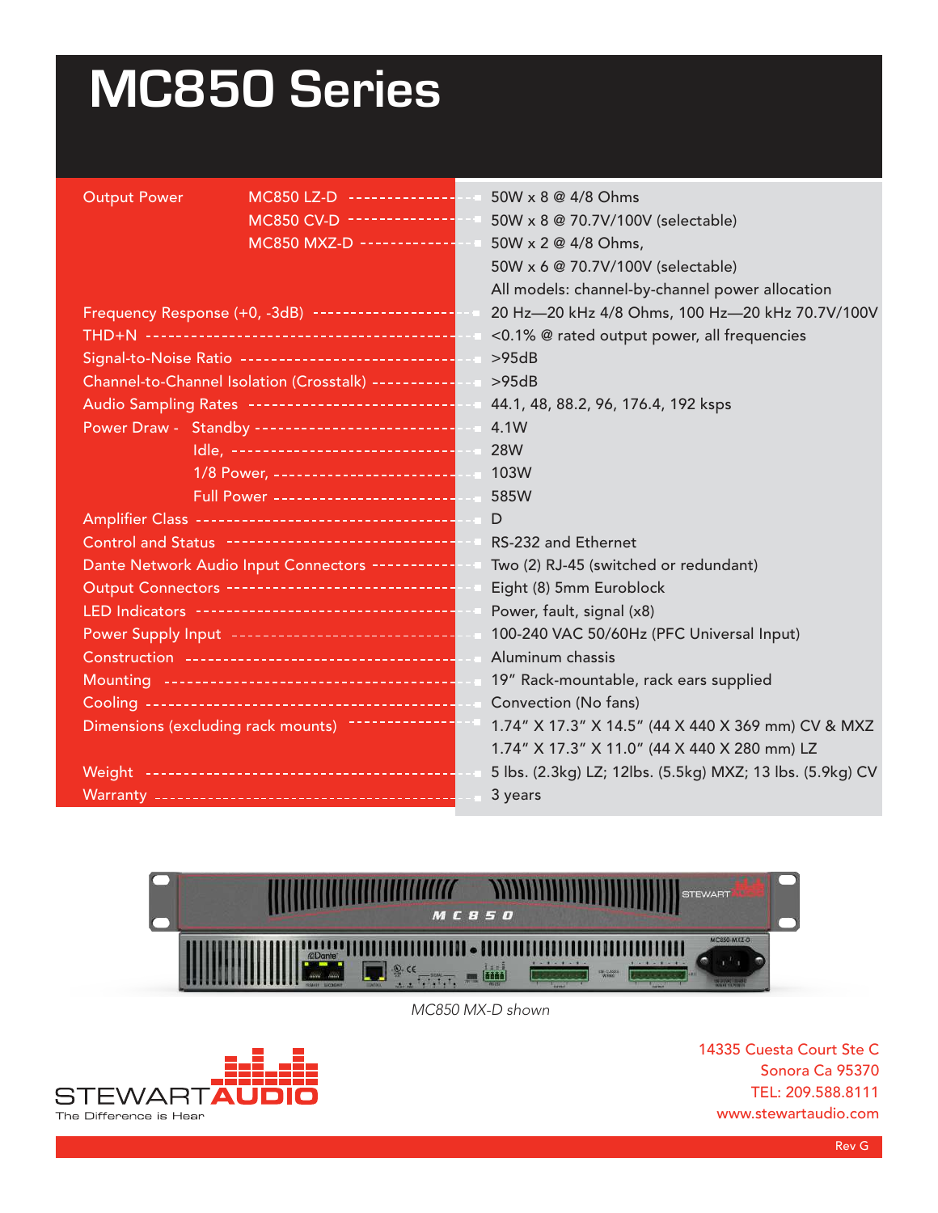# MC850 Series

| | | |
|---|---|---|
| Output Power | MC850 LZ-D | 50W x 8 @ 4/8 Ohms |
| | MC850 CV-D | 50W x 8 @ 70.7V/100V (selectable) |
| | MC850 MXZ-D | 50W x 2 @ 4/8 Ohms, 50W x 6 @ 70.7V/100V (selectable) |
| | | All models: channel-by-channel power allocation |
| Frequency Response (+0, -3dB) | | 20 Hz—20 kHz 4/8 Ohms, 100 Hz—20 kHz 70.7V/100V |
| THD+N | | <0.1% @ rated output power, all frequencies |
| Signal-to-Noise Ratio | | >95dB |
| Channel-to-Channel Isolation (Crosstalk) | | >95dB |
| Audio Sampling Rates | | 44.1, 48, 88.2, 96, 176.4, 192 ksps |
| Power Draw - | Standby | 4.1W |
| | Idle, | 28W |
| | 1/8 Power, | 103W |
| | Full Power | 585W |
| Amplifier Class | | D |
| Control and Status | | RS-232 and Ethernet |
| Dante Network Audio Input Connectors | | Two (2) RJ-45 (switched or redundant) |
| Output Connectors | | Eight (8) 5mm Euroblock |
| LED Indicators | | Power, fault, signal (x8) |
| Power Supply Input | | 100-240 VAC 50/60Hz (PFC Universal Input) |
| Construction | | Aluminum chassis |
| Mounting | | 19" Rack-mountable, rack ears supplied |
| Cooling | | Convection (No fans) |
| Dimensions (excluding rack mounts) | | 1.74" X 17.3" X 14.5" (44 X 440 X 369 mm) CV & MXZ<br>1.74" X 17.3" X 11.0" (44 X 440 X 280 mm) LZ |
| Weight | | 5 lbs. (2.3kg) LZ; 12lbs. (5.5kg) MXZ; 13 lbs. (5.9kg) CV |
| Warranty | | 3 years |

*MC850 MX-D shown*

STEWART AUDIO
The Difference is Hear

14335 Cuesta Court Ste C
Sonora Ca 95370
TEL: 209.588.8111
www.stewartaudio.com

Rev G